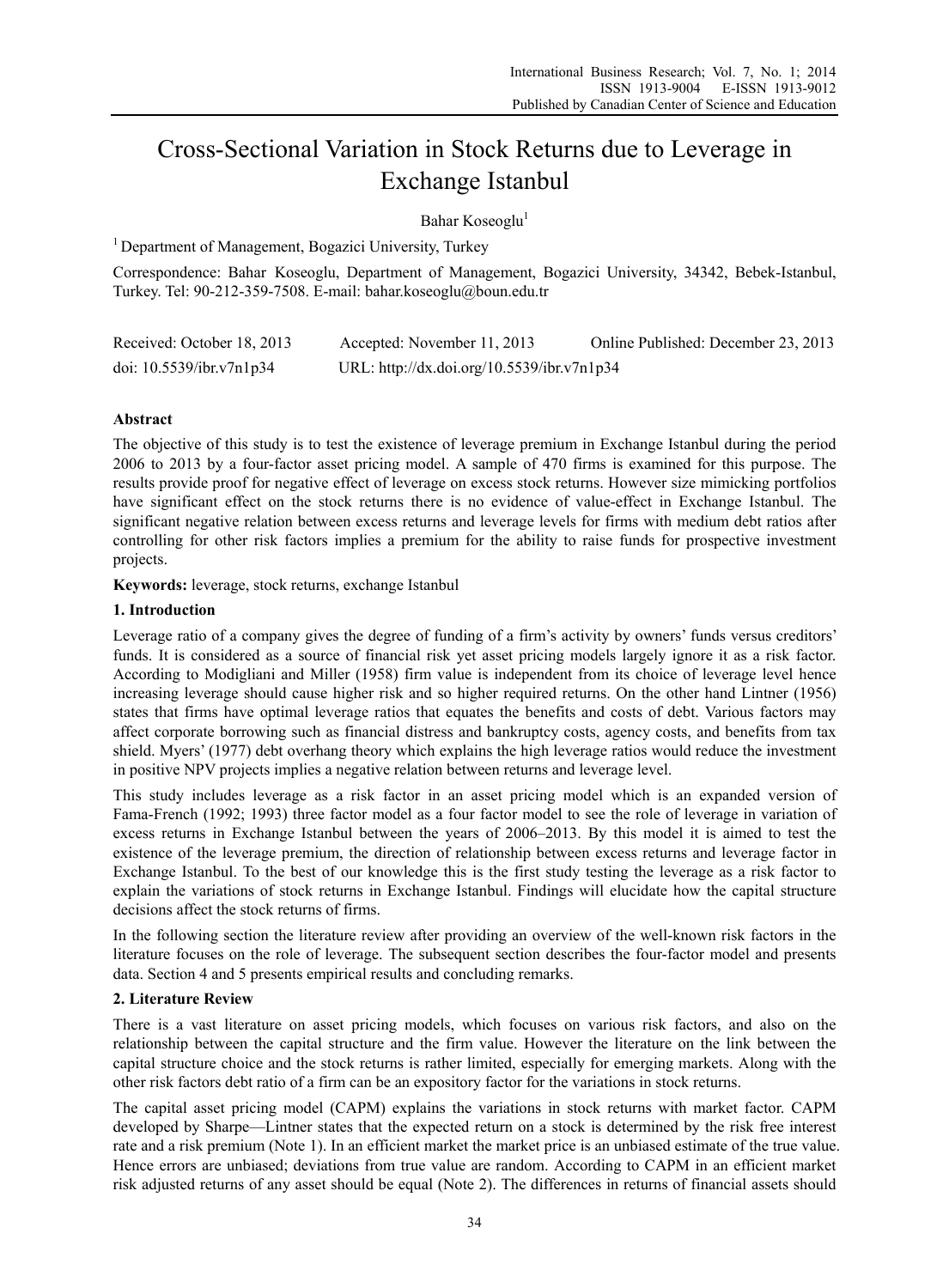# Cross-Sectional Variation in Stock Returns due to Leverage in Exchange Istanbul

Bahar Koseoglu[1]

[1] Department of Management, Bogazici University, Turkey

Correspondence: Bahar Koseoglu, Department of Management, Bogazici University, 34342, Bebek-Istanbul, Turkey. Tel: 90-212-359-7508. E-mail: bahar.koseoglu@boun.edu.tr

Received: October 18, 2013 Accepted: November 11, 2013 Online Published: December 23, 2013

doi: 10.5539/ibr.v7n1p34 URL: http://dx.doi.org/10.5539/ibr.v7n1p34

**Abstract**

The objective of this study is to test the existence of leverage premium in Exchange Istanbul during the period 2006 to 2013 by a four-factor asset pricing model. A sample of 470 firms is examined for this purpose. The results provide proof for negative effect of leverage on excess stock returns. However size mimicking portfolios have significant effect on the stock returns there is no evidence of value-effect in Exchange Istanbul. The significant negative relation between excess returns and leverage levels for firms with medium debt ratios after controlling for other risk factors implies a premium for the ability to raise funds for prospective investment projects.

**Keywords:** leverage, stock returns, exchange Istanbul

## 1. Introduction

Leverage ratio of a company gives the degree of funding of a firm's activity by owners' funds versus creditors' funds. It is considered as a source of financial risk yet asset pricing models largely ignore it as a risk factor. According to Modigliani and Miller (1958) firm value is independent from its choice of leverage level hence increasing leverage should cause higher risk and so higher required returns. On the other hand Lintner (1956) states that firms have optimal leverage ratios that equates the benefits and costs of debt. Various factors may affect corporate borrowing such as financial distress and bankruptcy costs, agency costs, and benefits from tax shield. Myers' (1977) debt overhang theory which explains the high leverage ratios would reduce the investment in positive NPV projects implies a negative relation between returns and leverage level.

This study includes leverage as a risk factor in an asset pricing model which is an expanded version of Fama-French (1992; 1993) three factor model as a four factor model to see the role of leverage in variation of excess returns in Exchange Istanbul between the years of 2006–2013. By this model it is aimed to test the existence of the leverage premium, the direction of relationship between excess returns and leverage factor in Exchange Istanbul. To the best of our knowledge this is the first study testing the leverage as a risk factor to explain the variations of stock returns in Exchange Istanbul. Findings will elucidate how the capital structure decisions affect the stock returns of firms.

In the following section the literature review after providing an overview of the well-known risk factors in the literature focuses on the role of leverage. The subsequent section describes the four-factor model and presents data. Section 4 and 5 presents empirical results and concluding remarks.

## 2. Literature Review

There is a vast literature on asset pricing models, which focuses on various risk factors, and also on the relationship between the capital structure and the firm value. However the literature on the link between the capital structure choice and the stock returns is rather limited, especially for emerging markets. Along with the other risk factors debt ratio of a firm can be an expository factor for the variations in stock returns.

The capital asset pricing model (CAPM) explains the variations in stock returns with market factor. CAPM developed by Sharpe—Lintner states that the expected return on a stock is determined by the risk free interest rate and a risk premium (Note 1). In an efficient market the market price is an unbiased estimate of the true value. Hence errors are unbiased; deviations from true value are random. According to CAPM in an efficient market risk adjusted returns of any asset should be equal (Note 2). The differences in returns of financial assets should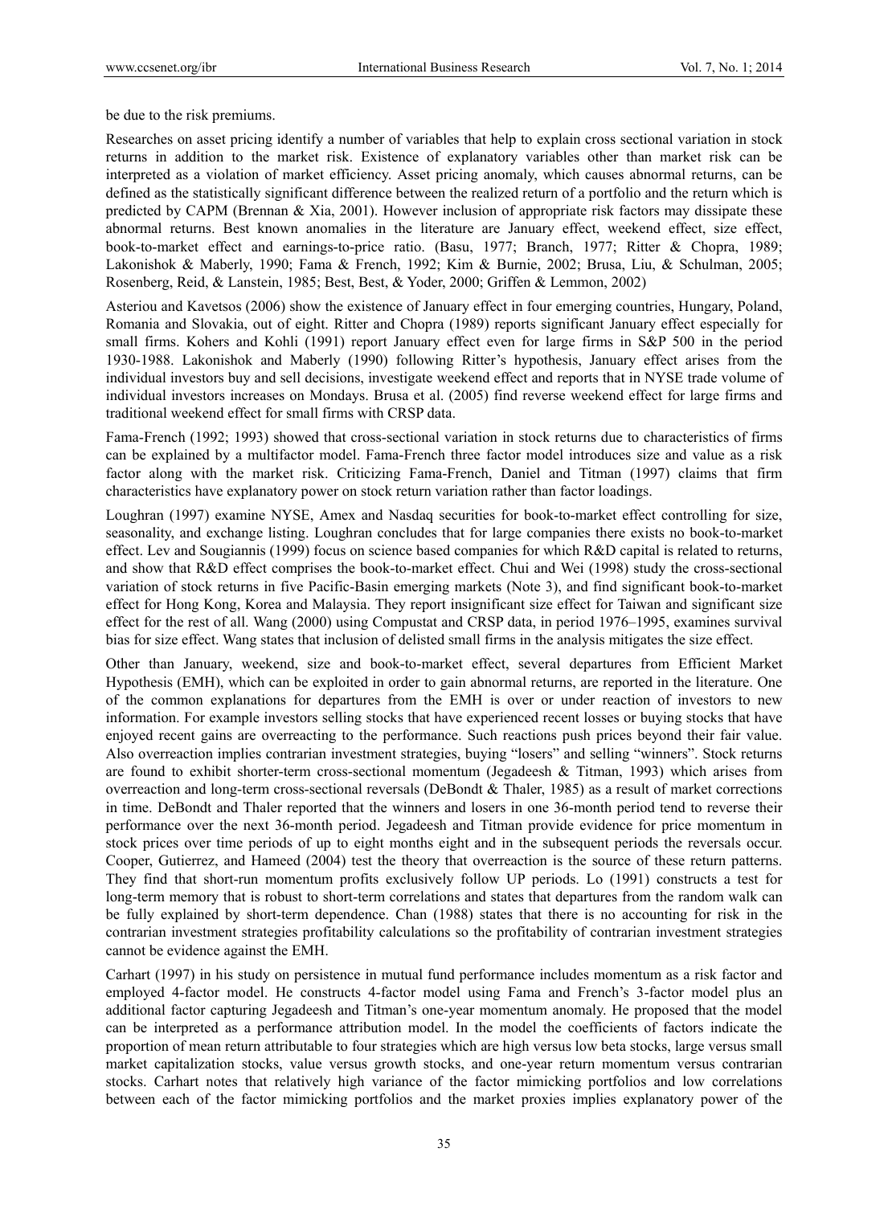be due to the risk premiums.

Researches on asset pricing identify a number of variables that help to explain cross sectional variation in stock returns in addition to the market risk. Existence of explanatory variables other than market risk can be interpreted as a violation of market efficiency. Asset pricing anomaly, which causes abnormal returns, can be defined as the statistically significant difference between the realized return of a portfolio and the return which is predicted by CAPM (Brennan & Xia, 2001). However inclusion of appropriate risk factors may dissipate these abnormal returns. Best known anomalies in the literature are January effect, weekend effect, size effect, book-to-market effect and earnings-to-price ratio. (Basu, 1977; Branch, 1977; Ritter & Chopra, 1989; Lakonishok & Maberly, 1990; Fama & French, 1992; Kim & Burnie, 2002; Brusa, Liu, & Schulman, 2005; Rosenberg, Reid, & Lanstein, 1985; Best, Best, & Yoder, 2000; Griffen & Lemmon, 2002)

Asteriou and Kavetsos (2006) show the existence of January effect in four emerging countries, Hungary, Poland, Romania and Slovakia, out of eight. Ritter and Chopra (1989) reports significant January effect especially for small firms. Kohers and Kohli (1991) report January effect even for large firms in S&P 500 in the period 1930-1988. Lakonishok and Maberly (1990) following Ritter's hypothesis, January effect arises from the individual investors buy and sell decisions, investigate weekend effect and reports that in NYSE trade volume of individual investors increases on Mondays. Brusa et al. (2005) find reverse weekend effect for large firms and traditional weekend effect for small firms with CRSP data.

Fama-French (1992; 1993) showed that cross-sectional variation in stock returns due to characteristics of firms can be explained by a multifactor model. Fama-French three factor model introduces size and value as a risk factor along with the market risk. Criticizing Fama-French, Daniel and Titman (1997) claims that firm characteristics have explanatory power on stock return variation rather than factor loadings.

Loughran (1997) examine NYSE, Amex and Nasdaq securities for book-to-market effect controlling for size, seasonality, and exchange listing. Loughran concludes that for large companies there exists no book-to-market effect. Lev and Sougiannis (1999) focus on science based companies for which R&D capital is related to returns, and show that R&D effect comprises the book-to-market effect. Chui and Wei (1998) study the cross-sectional variation of stock returns in five Pacific-Basin emerging markets (Note 3), and find significant book-to-market effect for Hong Kong, Korea and Malaysia. They report insignificant size effect for Taiwan and significant size effect for the rest of all. Wang (2000) using Compustat and CRSP data, in period 1976–1995, examines survival bias for size effect. Wang states that inclusion of delisted small firms in the analysis mitigates the size effect.

Other than January, weekend, size and book-to-market effect, several departures from Efficient Market Hypothesis (EMH), which can be exploited in order to gain abnormal returns, are reported in the literature. One of the common explanations for departures from the EMH is over or under reaction of investors to new information. For example investors selling stocks that have experienced recent losses or buying stocks that have enjoyed recent gains are overreacting to the performance. Such reactions push prices beyond their fair value. Also overreaction implies contrarian investment strategies, buying "losers" and selling "winners". Stock returns are found to exhibit shorter-term cross-sectional momentum (Jegadeesh & Titman, 1993) which arises from overreaction and long-term cross-sectional reversals (DeBondt & Thaler, 1985) as a result of market corrections in time. DeBondt and Thaler reported that the winners and losers in one 36-month period tend to reverse their performance over the next 36-month period. Jegadeesh and Titman provide evidence for price momentum in stock prices over time periods of up to eight months eight and in the subsequent periods the reversals occur. Cooper, Gutierrez, and Hameed (2004) test the theory that overreaction is the source of these return patterns. They find that short-run momentum profits exclusively follow UP periods. Lo (1991) constructs a test for long-term memory that is robust to short-term correlations and states that departures from the random walk can be fully explained by short-term dependence. Chan (1988) states that there is no accounting for risk in the contrarian investment strategies profitability calculations so the profitability of contrarian investment strategies cannot be evidence against the EMH.

Carhart (1997) in his study on persistence in mutual fund performance includes momentum as a risk factor and employed 4-factor model. He constructs 4-factor model using Fama and French's 3-factor model plus an additional factor capturing Jegadeesh and Titman's one-year momentum anomaly. He proposed that the model can be interpreted as a performance attribution model. In the model the coefficients of factors indicate the proportion of mean return attributable to four strategies which are high versus low beta stocks, large versus small market capitalization stocks, value versus growth stocks, and one-year return momentum versus contrarian stocks. Carhart notes that relatively high variance of the factor mimicking portfolios and low correlations between each of the factor mimicking portfolios and the market proxies implies explanatory power of the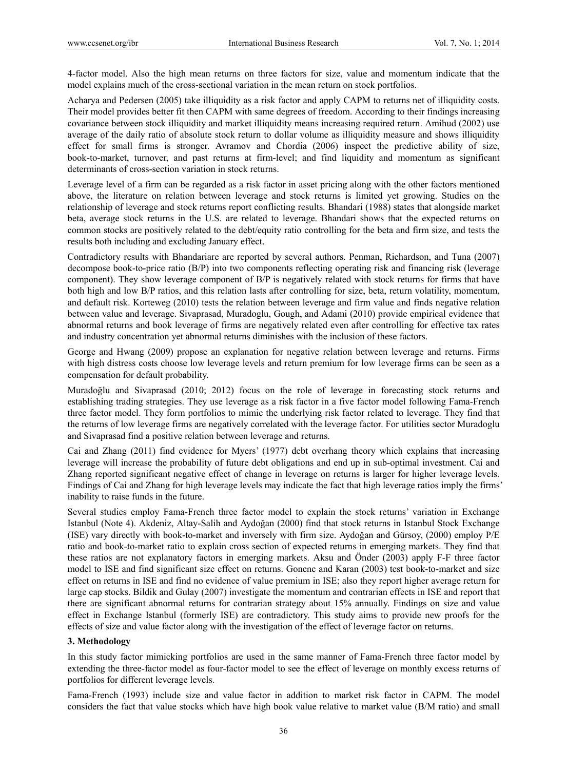4-factor model. Also the high mean returns on three factors for size, value and momentum indicate that the model explains much of the cross-sectional variation in the mean return on stock portfolios.

Acharya and Pedersen (2005) take illiquidity as a risk factor and apply CAPM to returns net of illiquidity costs. Their model provides better fit then CAPM with same degrees of freedom. According to their findings increasing covariance between stock illiquidity and market illiquidity means increasing required return. Amihud (2002) use average of the daily ratio of absolute stock return to dollar volume as illiquidity measure and shows illiquidity effect for small firms is stronger. Avramov and Chordia (2006) inspect the predictive ability of size, book-to-market, turnover, and past returns at firm-level; and find liquidity and momentum as significant determinants of cross-section variation in stock returns.

Leverage level of a firm can be regarded as a risk factor in asset pricing along with the other factors mentioned above, the literature on relation between leverage and stock returns is limited yet growing. Studies on the relationship of leverage and stock returns report conflicting results. Bhandari (1988) states that alongside market beta, average stock returns in the U.S. are related to leverage. Bhandari shows that the expected returns on common stocks are positively related to the debt/equity ratio controlling for the beta and firm size, and tests the results both including and excluding January effect.

Contradictory results with Bhandariare are reported by several authors. Penman, Richardson, and Tuna (2007) decompose book-to-price ratio (B/P) into two components reflecting operating risk and financing risk (leverage component). They show leverage component of B/P is negatively related with stock returns for firms that have both high and low B/P ratios, and this relation lasts after controlling for size, beta, return volatility, momentum, and default risk. Korteweg (2010) tests the relation between leverage and firm value and finds negative relation between value and leverage. Sivaprasad, Muradoglu, Gough, and Adami (2010) provide empirical evidence that abnormal returns and book leverage of firms are negatively related even after controlling for effective tax rates and industry concentration yet abnormal returns diminishes with the inclusion of these factors.

George and Hwang (2009) propose an explanation for negative relation between leverage and returns. Firms with high distress costs choose low leverage levels and return premium for low leverage firms can be seen as a compensation for default probability.

Muradoğlu and Sivaprasad (2010; 2012) focus on the role of leverage in forecasting stock returns and establishing trading strategies. They use leverage as a risk factor in a five factor model following Fama-French three factor model. They form portfolios to mimic the underlying risk factor related to leverage. They find that the returns of low leverage firms are negatively correlated with the leverage factor. For utilities sector Muradoglu and Sivaprasad find a positive relation between leverage and returns.

Cai and Zhang (2011) find evidence for Myers' (1977) debt overhang theory which explains that increasing leverage will increase the probability of future debt obligations and end up in sub-optimal investment. Cai and Zhang reported significant negative effect of change in leverage on returns is larger for higher leverage levels. Findings of Cai and Zhang for high leverage levels may indicate the fact that high leverage ratios imply the firms' inability to raise funds in the future.

Several studies employ Fama-French three factor model to explain the stock returns' variation in Exchange Istanbul (Note 4). Akdeniz, Altay-Salih and Aydoğan (2000) find that stock returns in Istanbul Stock Exchange (ISE) vary directly with book-to-market and inversely with firm size. Aydoğan and Gürsoy, (2000) employ P/E ratio and book-to-market ratio to explain cross section of expected returns in emerging markets. They find that these ratios are not explanatory factors in emerging markets. Aksu and Önder (2003) apply F-F three factor model to ISE and find significant size effect on returns. Gonenc and Karan (2003) test book-to-market and size effect on returns in ISE and find no evidence of value premium in ISE; also they report higher average return for large cap stocks. Bildik and Gulay (2007) investigate the momentum and contrarian effects in ISE and report that there are significant abnormal returns for contrarian strategy about 15% annually. Findings on size and value effect in Exchange Istanbul (formerly ISE) are contradictory. This study aims to provide new proofs for the effects of size and value factor along with the investigation of the effect of leverage factor on returns.

## 3. Methodology

In this study factor mimicking portfolios are used in the same manner of Fama-French three factor model by extending the three-factor model as four-factor model to see the effect of leverage on monthly excess returns of portfolios for different leverage levels.

Fama-French (1993) include size and value factor in addition to market risk factor in CAPM. The model considers the fact that value stocks which have high book value relative to market value (B/M ratio) and small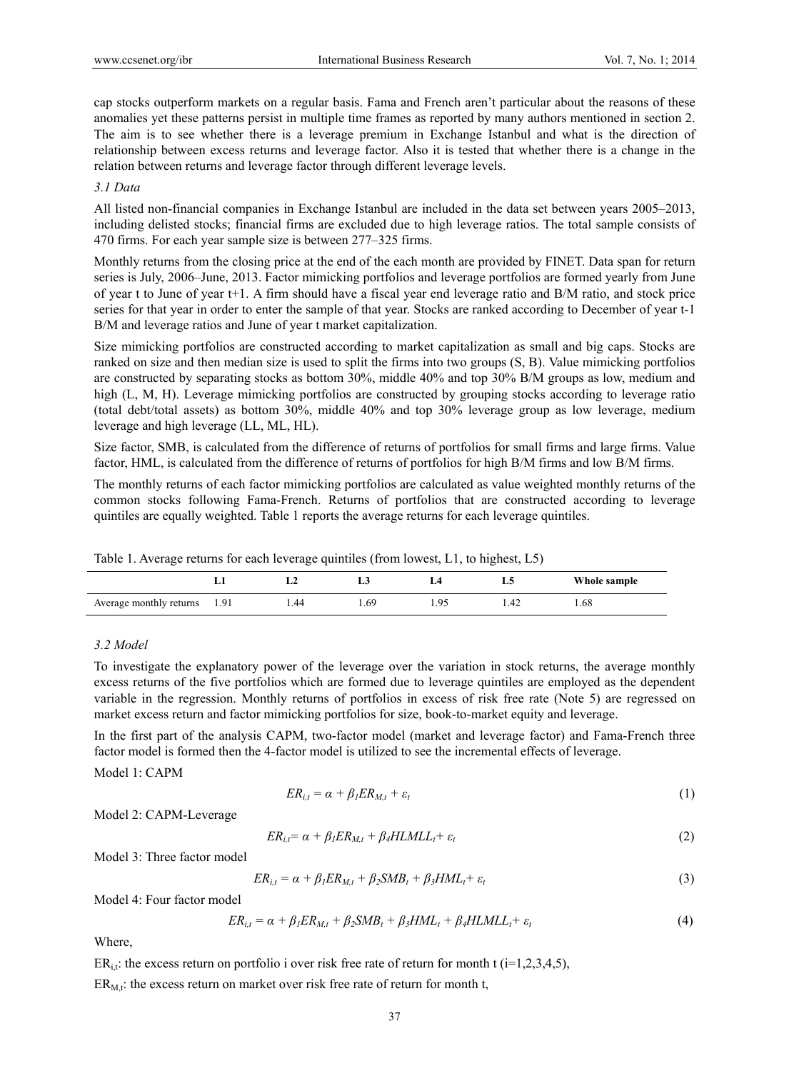cap stocks outperform markets on a regular basis. Fama and French aren't particular about the reasons of these anomalies yet these patterns persist in multiple time frames as reported by many authors mentioned in section 2. The aim is to see whether there is a leverage premium in Exchange Istanbul and what is the direction of relationship between excess returns and leverage factor. Also it is tested that whether there is a change in the relation between returns and leverage factor through different leverage levels.

### *3.1 Data*

All listed non-financial companies in Exchange Istanbul are included in the data set between years 2005–2013, including delisted stocks; financial firms are excluded due to high leverage ratios. The total sample consists of 470 firms. For each year sample size is between 277–325 firms.

Monthly returns from the closing price at the end of the each month are provided by FINET. Data span for return series is July, 2006–June, 2013. Factor mimicking portfolios and leverage portfolios are formed yearly from June of year t to June of year t+1. A firm should have a fiscal year end leverage ratio and B/M ratio, and stock price series for that year in order to enter the sample of that year. Stocks are ranked according to December of year t-1 B/M and leverage ratios and June of year t market capitalization.

Size mimicking portfolios are constructed according to market capitalization as small and big caps. Stocks are ranked on size and then median size is used to split the firms into two groups (S, B). Value mimicking portfolios are constructed by separating stocks as bottom 30%, middle 40% and top 30% B/M groups as low, medium and high (L, M, H). Leverage mimicking portfolios are constructed by grouping stocks according to leverage ratio (total debt/total assets) as bottom 30%, middle 40% and top 30% leverage group as low leverage, medium leverage and high leverage (LL, ML, HL).

Size factor, SMB, is calculated from the difference of returns of portfolios for small firms and large firms. Value factor, HML, is calculated from the difference of returns of portfolios for high B/M firms and low B/M firms.

The monthly returns of each factor mimicking portfolios are calculated as value weighted monthly returns of the common stocks following Fama-French. Returns of portfolios that are constructed according to leverage quintiles are equally weighted. Table 1 reports the average returns for each leverage quintiles.

Table 1. Average returns for each leverage quintiles (from lowest, L1, to highest, L5)

| | L1 | L2 | L3 | L4 | L5 | Whole sample |
|---|---|---|---|---|---|---|
| Average monthly returns | 1.91 | 1.44 | 1.69 | 1.95 | 1.42 | 1.68 |

### *3.2 Model*

To investigate the explanatory power of the leverage over the variation in stock returns, the average monthly excess returns of the five portfolios which are formed due to leverage quintiles are employed as the dependent variable in the regression. Monthly returns of portfolios in excess of risk free rate (Note 5) are regressed on market excess return and factor mimicking portfolios for size, book-to-market equity and leverage.

In the first part of the analysis CAPM, two-factor model (market and leverage factor) and Fama-French three factor model is formed then the 4-factor model is utilized to see the incremental effects of leverage.

Model 1: CAPM

$$ER_{i,t} = \alpha + \beta_1 ER_{M,t} + \varepsilon_t \tag{1}$$

Model 2: CAPM-Leverage

$$ER_{i,t} = \alpha + \beta_1 ER_{M,t} + \beta_4 HLMLL_t + \varepsilon_t \tag{2}$$

Model 3: Three factor model

$$ER_{i,t} = \alpha + \beta_1 ER_{M,t} + \beta_2 SMB_t + \beta_3 HML_t + \varepsilon_t \tag{3}$$

Model 4: Four factor model

$$ER_{i,t} = \alpha + \beta_1 ER_{M,t} + \beta_2 SMB_t + \beta_3 HML_t + \beta_4 HLMLL_t + \varepsilon_t \tag{4}$$

Where,

$ER_{i,t}$: the excess return on portfolio i over risk free rate of return for month t (i=1,2,3,4,5),

$ER_{M,t}$: the excess return on market over risk free rate of return for month t,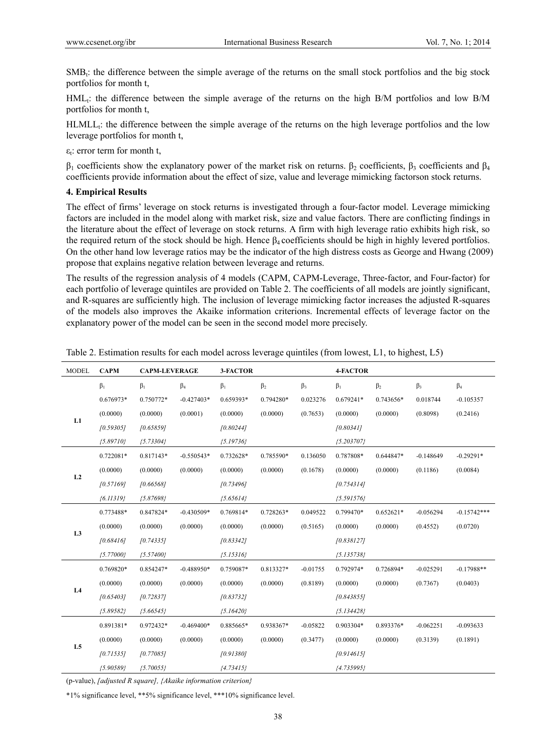$SMB_t$: the difference between the simple average of the returns on the small stock portfolios and the big stock portfolios for month t,

$HML_t$: the difference between the simple average of the returns on the high B/M portfolios and low B/M portfolios for month t,

$HLMLL_t$: the difference between the simple average of the returns on the high leverage portfolios and the low leverage portfolios for month t,

$\varepsilon_t$: error term for month t,

$\beta_1$ coefficients show the explanatory power of the market risk on returns. $\beta_2$ coefficients, $\beta_3$ coefficients and $\beta_4$ coefficients provide information about the effect of size, value and leverage mimicking factorson stock returns.

## 4. Empirical Results

The effect of firms' leverage on stock returns is investigated through a four-factor model. Leverage mimicking factors are included in the model along with market risk, size and value factors. There are conflicting findings in the literature about the effect of leverage on stock returns. A firm with high leverage ratio exhibits high risk, so the required return of the stock should be high. Hence $\beta_4$ coefficients should be high in highly levered portfolios. On the other hand low leverage ratios may be the indicator of the high distress costs as George and Hwang (2009) propose that explains negative relation between leverage and returns.

The results of the regression analysis of 4 models (CAPM, CAPM-Leverage, Three-factor, and Four-factor) for each portfolio of leverage quintiles are provided on Table 2. The coefficients of all models are jointly significant, and R-squares are sufficiently high. The inclusion of leverage mimicking factor increases the adjusted R-squares of the models also improves the Akaike information criterions. Incremental effects of leverage factor on the explanatory power of the model can be seen in the second model more precisely.

Table 2. Estimation results for each model across leverage quintiles (from lowest, L1, to highest, L5)

| MODEL | CAPM | CAPM-LEVERAGE | | 3-FACTOR | | | 4-FACTOR | | | |
|---|---|---|---|---|---|---|---|---|---|---|
| | $\beta_1$ | $\beta_1$ | $\beta_4$ | $\beta_1$ | $\beta_2$ | $\beta_3$ | $\beta_1$ | $\beta_2$ | $\beta_3$ | $\beta_4$ |
| L1 | 0.676973* | 0.750772* | -0.427403* | 0.659393* | 0.794280* | 0.023276 | 0.679241* | 0.743656* | 0.018744 | -0.105357 |
| | (0.0000) | (0.0000) | (0.0001) | (0.0000) | (0.0000) | (0.7653) | (0.0000) | (0.0000) | (0.8098) | (0.2416) |
| | *[0.59305]* | *[0.65859]* | | *[0.80244]* | | | *[0.80341]* | | | |
| | *{5.89710}* | *{5.73304}* | | *{5.19736}* | | | *{5.203707}* | | | |
| L2 | 0.722081* | 0.817143* | -0.550543* | 0.732628* | 0.785590* | 0.136050 | 0.787808* | 0.644847* | -0.148649 | -0.29291* |
| | (0.0000) | (0.0000) | (0.0000) | (0.0000) | (0.0000) | (0.1678) | (0.0000) | (0.0000) | (0.1186) | (0.0084) |
| | *[0.57169]* | *[0.66568]* | | *[0.73496]* | | | *[0.754314]* | | | |
| | *{6.11319}* | *{5.87698}* | | *{5.65614}* | | | *{5.591576}* | | | |
| L3 | 0.773488* | 0.847824* | -0.430509* | 0.769814* | 0.728263* | 0.049522 | 0.799470* | 0.652621* | -0.056294 | -0.15742*** |
| | (0.0000) | (0.0000) | (0.0000) | (0.0000) | (0.0000) | (0.5165) | (0.0000) | (0.0000) | (0.4552) | (0.0720) |
| | *[0.68416]* | *[0.74335]* | | *[0.83342]* | | | *[0.838127]* | | | |
| | *{5.77000}* | *{5.57400}* | | *{5.15316}* | | | *{5.135738}* | | | |
| L4 | 0.769820* | 0.854247* | -0.488950* | 0.759087* | 0.813327* | -0.01755 | 0.792974* | 0.726894* | -0.025291 | -0.17988** |
| | (0.0000) | (0.0000) | (0.0000) | (0.0000) | (0.0000) | (0.8189) | (0.0000) | (0.0000) | (0.7367) | (0.0403) |
| | *[0.65403]* | *[0.72837]* | | *[0.83732]* | | | *[0.843855]* | | | |
| | *{5.89582}* | *{5.66545}* | | *{5.16420}* | | | *{5.134428}* | | | |
| L5 | 0.891381* | 0.972432* | -0.469400* | 0.885665* | 0.938367* | -0.05822 | 0.903304* | 0.893376* | -0.062251 | -0.093633 |
| | (0.0000) | (0.0000) | (0.0000) | (0.0000) | (0.0000) | (0.3477) | (0.0000) | (0.0000) | (0.3139) | (0.1891) |
| | *[0.71535]* | *[0.77085]* | | *[0.91380]* | | | *[0.914615]* | | | |
| | *{5.90589}* | *{5.70055}* | | *{4.73415}* | | | *{4.735995}* | | | |

(p-value), *[adjusted R square]*, *{Akaike information criterion}*

*1% significance level, **5% significance level, ***10% significance level.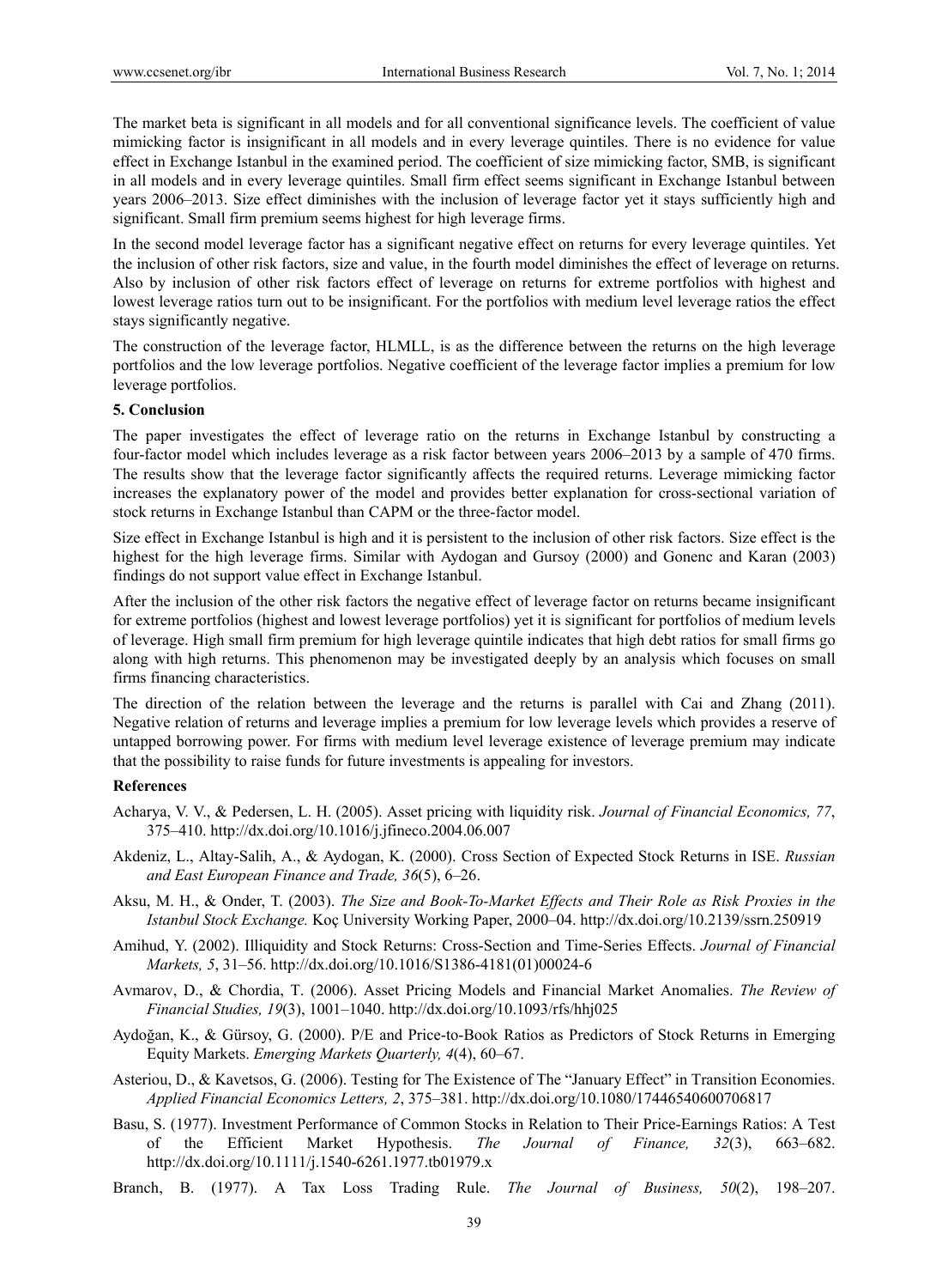The market beta is significant in all models and for all conventional significance levels. The coefficient of value mimicking factor is insignificant in all models and in every leverage quintiles. There is no evidence for value effect in Exchange Istanbul in the examined period. The coefficient of size mimicking factor, SMB, is significant in all models and in every leverage quintiles. Small firm effect seems significant in Exchange Istanbul between years 2006–2013. Size effect diminishes with the inclusion of leverage factor yet it stays sufficiently high and significant. Small firm premium seems highest for high leverage firms.

In the second model leverage factor has a significant negative effect on returns for every leverage quintiles. Yet the inclusion of other risk factors, size and value, in the fourth model diminishes the effect of leverage on returns. Also by inclusion of other risk factors effect of leverage on returns for extreme portfolios with highest and lowest leverage ratios turn out to be insignificant. For the portfolios with medium level leverage ratios the effect stays significantly negative.

The construction of the leverage factor, HLMLL, is as the difference between the returns on the high leverage portfolios and the low leverage portfolios. Negative coefficient of the leverage factor implies a premium for low leverage portfolios.

**5. Conclusion**

The paper investigates the effect of leverage ratio on the returns in Exchange Istanbul by constructing a four-factor model which includes leverage as a risk factor between years 2006–2013 by a sample of 470 firms. The results show that the leverage factor significantly affects the required returns. Leverage mimicking factor increases the explanatory power of the model and provides better explanation for cross-sectional variation of stock returns in Exchange Istanbul than CAPM or the three-factor model.

Size effect in Exchange Istanbul is high and it is persistent to the inclusion of other risk factors. Size effect is the highest for the high leverage firms. Similar with Aydogan and Gursoy (2000) and Gonenc and Karan (2003) findings do not support value effect in Exchange Istanbul.

After the inclusion of the other risk factors the negative effect of leverage factor on returns became insignificant for extreme portfolios (highest and lowest leverage portfolios) yet it is significant for portfolios of medium levels of leverage. High small firm premium for high leverage quintile indicates that high debt ratios for small firms go along with high returns. This phenomenon may be investigated deeply by an analysis which focuses on small firms financing characteristics.

The direction of the relation between the leverage and the returns is parallel with Cai and Zhang (2011). Negative relation of returns and leverage implies a premium for low leverage levels which provides a reserve of untapped borrowing power. For firms with medium level leverage existence of leverage premium may indicate that the possibility to raise funds for future investments is appealing for investors.

**References**

Acharya, V. V., & Pedersen, L. H. (2005). Asset pricing with liquidity risk. *Journal of Financial Economics, 77*, 375–410. http://dx.doi.org/10.1016/j.jfineco.2004.06.007

Akdeniz, L., Altay-Salih, A., & Aydogan, K. (2000). Cross Section of Expected Stock Returns in ISE. *Russian and East European Finance and Trade, 36*(5), 6–26.

Aksu, M. H., & Onder, T. (2003). *The Size and Book-To-Market Effects and Their Role as Risk Proxies in the Istanbul Stock Exchange.* Koç University Working Paper, 2000–04. http://dx.doi.org/10.2139/ssrn.250919

Amihud, Y. (2002). Illiquidity and Stock Returns: Cross-Section and Time-Series Effects. *Journal of Financial Markets, 5*, 31–56. http://dx.doi.org/10.1016/S1386-4181(01)00024-6

Avmarov, D., & Chordia, T. (2006). Asset Pricing Models and Financial Market Anomalies. *The Review of Financial Studies, 19*(3), 1001–1040. http://dx.doi.org/10.1093/rfs/hhj025

Aydoğan, K., & Gürsoy, G. (2000). P/E and Price-to-Book Ratios as Predictors of Stock Returns in Emerging Equity Markets. *Emerging Markets Quarterly, 4*(4), 60–67.

Asteriou, D., & Kavetsos, G. (2006). Testing for The Existence of The "January Effect" in Transition Economies. *Applied Financial Economics Letters, 2*, 375–381. http://dx.doi.org/10.1080/17446540600706817

Basu, S. (1977). Investment Performance of Common Stocks in Relation to Their Price-Earnings Ratios: A Test of the Efficient Market Hypothesis. *The Journal of Finance, 32*(3), 663–682. http://dx.doi.org/10.1111/j.1540-6261.1977.tb01979.x

Branch, B. (1977). A Tax Loss Trading Rule. *The Journal of Business, 50*(2), 198–207.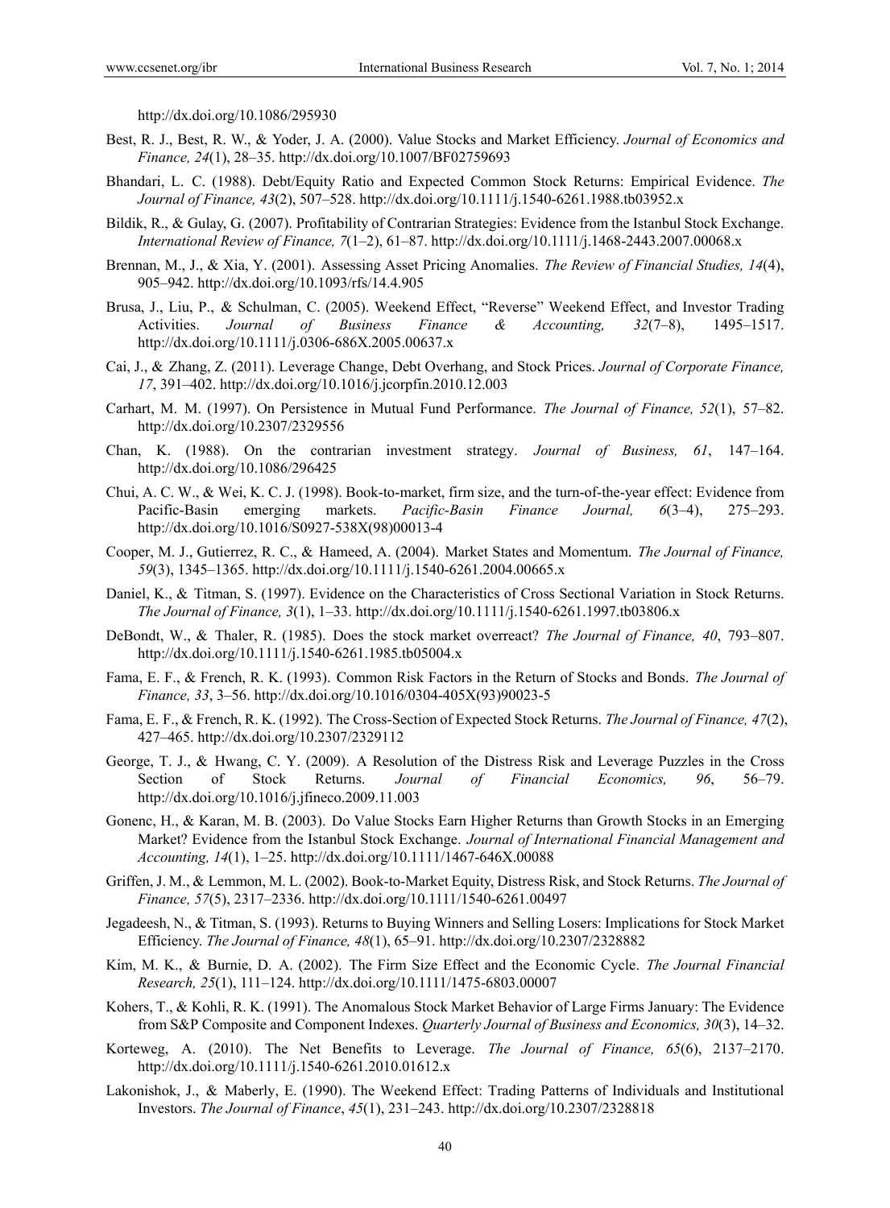http://dx.doi.org/10.1086/295930

Best, R. J., Best, R. W., & Yoder, J. A. (2000). Value Stocks and Market Efficiency. *Journal of Economics and Finance, 24*(1), 28–35. http://dx.doi.org/10.1007/BF02759693

Bhandari, L. C. (1988). Debt/Equity Ratio and Expected Common Stock Returns: Empirical Evidence. *The Journal of Finance, 43*(2), 507–528. http://dx.doi.org/10.1111/j.1540-6261.1988.tb03952.x

Bildik, R., & Gulay, G. (2007). Profitability of Contrarian Strategies: Evidence from the Istanbul Stock Exchange. *International Review of Finance, 7*(1–2), 61–87. http://dx.doi.org/10.1111/j.1468-2443.2007.00068.x

Brennan, M., J., & Xia, Y. (2001). Assessing Asset Pricing Anomalies. *The Review of Financial Studies, 14*(4), 905–942. http://dx.doi.org/10.1093/rfs/14.4.905

Brusa, J., Liu, P., & Schulman, C. (2005). Weekend Effect, "Reverse" Weekend Effect, and Investor Trading Activities. *Journal of Business Finance & Accounting, 32*(7–8), 1495–1517. http://dx.doi.org/10.1111/j.0306-686X.2005.00637.x

Cai, J., & Zhang, Z. (2011). Leverage Change, Debt Overhang, and Stock Prices. *Journal of Corporate Finance, 17*, 391–402. http://dx.doi.org/10.1016/j.jcorpfin.2010.12.003

Carhart, M. M. (1997). On Persistence in Mutual Fund Performance. *The Journal of Finance, 52*(1), 57–82. http://dx.doi.org/10.2307/2329556

Chan, K. (1988). On the contrarian investment strategy. *Journal of Business, 61*, 147–164. http://dx.doi.org/10.1086/296425

Chui, A. C. W., & Wei, K. C. J. (1998). Book-to-market, firm size, and the turn-of-the-year effect: Evidence from Pacific-Basin emerging markets. *Pacific-Basin Finance Journal, 6*(3–4), 275–293. http://dx.doi.org/10.1016/S0927-538X(98)00013-4

Cooper, M. J., Gutierrez, R. C., & Hameed, A. (2004). Market States and Momentum. *The Journal of Finance, 59*(3), 1345–1365. http://dx.doi.org/10.1111/j.1540-6261.2004.00665.x

Daniel, K., & Titman, S. (1997). Evidence on the Characteristics of Cross Sectional Variation in Stock Returns. *The Journal of Finance, 3*(1), 1–33. http://dx.doi.org/10.1111/j.1540-6261.1997.tb03806.x

DeBondt, W., & Thaler, R. (1985). Does the stock market overreact? *The Journal of Finance, 40*, 793–807. http://dx.doi.org/10.1111/j.1540-6261.1985.tb05004.x

Fama, E. F., & French, R. K. (1993). Common Risk Factors in the Return of Stocks and Bonds. *The Journal of Finance, 33*, 3–56. http://dx.doi.org/10.1016/0304-405X(93)90023-5

Fama, E. F., & French, R. K. (1992). The Cross-Section of Expected Stock Returns. *The Journal of Finance, 47*(2), 427–465. http://dx.doi.org/10.2307/2329112

George, T. J., & Hwang, C. Y. (2009). A Resolution of the Distress Risk and Leverage Puzzles in the Cross Section of Stock Returns. *Journal of Financial Economics, 96*, 56–79. http://dx.doi.org/10.1016/j.jfineco.2009.11.003

Gonenc, H., & Karan, M. B. (2003). Do Value Stocks Earn Higher Returns than Growth Stocks in an Emerging Market? Evidence from the Istanbul Stock Exchange. *Journal of International Financial Management and Accounting, 14*(1), 1–25. http://dx.doi.org/10.1111/1467-646X.00088

Griffen, J. M., & Lemmon, M. L. (2002). Book-to-Market Equity, Distress Risk, and Stock Returns. *The Journal of Finance, 57*(5), 2317–2336. http://dx.doi.org/10.1111/1540-6261.00497

Jegadeesh, N., & Titman, S. (1993). Returns to Buying Winners and Selling Losers: Implications for Stock Market Efficiency. *The Journal of Finance, 48*(1), 65–91. http://dx.doi.org/10.2307/2328882

Kim, M. K., & Burnie, D. A. (2002). The Firm Size Effect and the Economic Cycle. *The Journal Financial Research, 25*(1), 111–124. http://dx.doi.org/10.1111/1475-6803.00007

Kohers, T., & Kohli, R. K. (1991). The Anomalous Stock Market Behavior of Large Firms January: The Evidence from S&P Composite and Component Indexes. *Quarterly Journal of Business and Economics, 30*(3), 14–32.

Korteweg, A. (2010). The Net Benefits to Leverage. *The Journal of Finance, 65*(6), 2137–2170. http://dx.doi.org/10.1111/j.1540-6261.2010.01612.x

Lakonishok, J., & Maberly, E. (1990). The Weekend Effect: Trading Patterns of Individuals and Institutional Investors. *The Journal of Finance*, *45*(1), 231–243. http://dx.doi.org/10.2307/2328818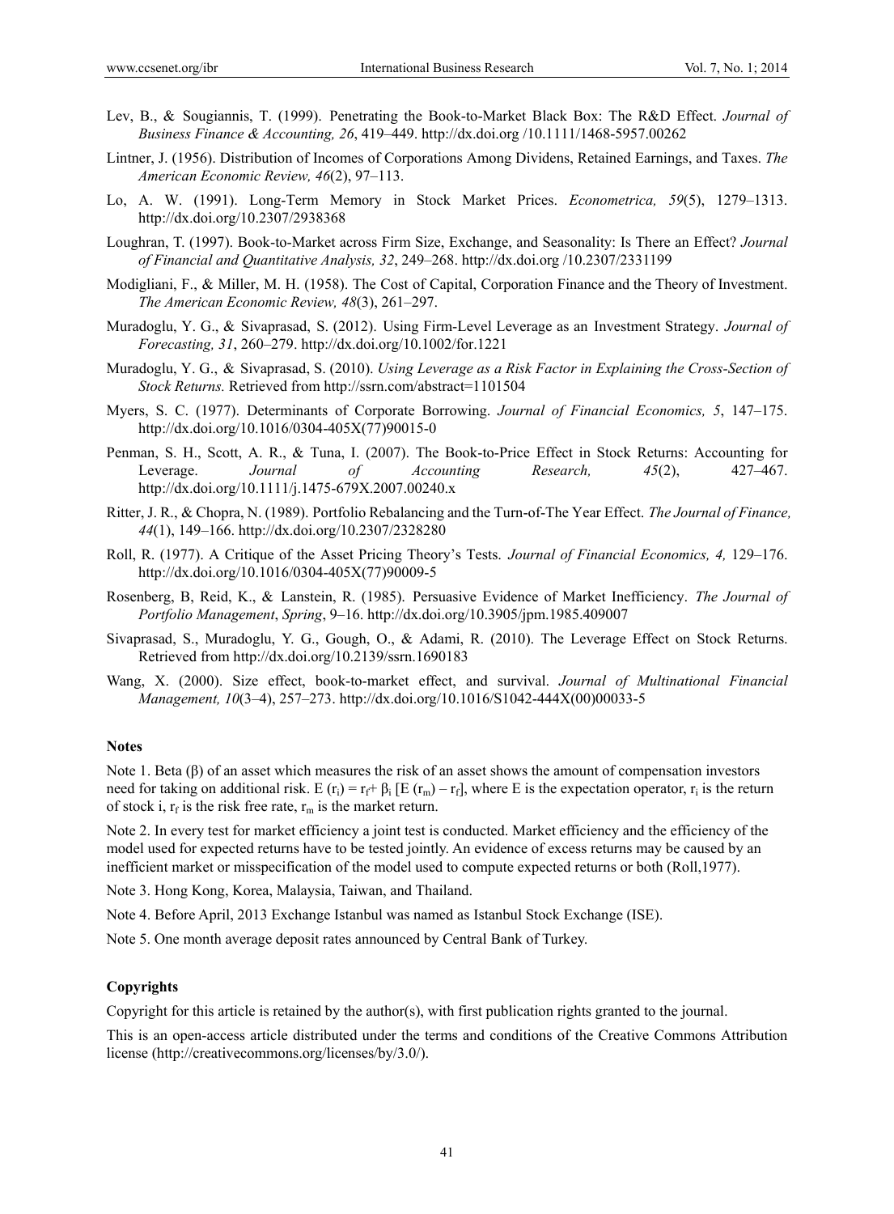Lev, B., & Sougiannis, T. (1999). Penetrating the Book-to-Market Black Box: The R&D Effect. *Journal of Business Finance & Accounting, 26*, 419–449. http://dx.doi.org /10.1111/1468-5957.00262

Lintner, J. (1956). Distribution of Incomes of Corporations Among Dividens, Retained Earnings, and Taxes. *The American Economic Review, 46*(2), 97–113.

Lo, A. W. (1991). Long-Term Memory in Stock Market Prices. *Econometrica, 59*(5), 1279–1313. http://dx.doi.org/10.2307/2938368

Loughran, T. (1997). Book-to-Market across Firm Size, Exchange, and Seasonality: Is There an Effect? *Journal of Financial and Quantitative Analysis, 32*, 249–268. http://dx.doi.org /10.2307/2331199

Modigliani, F., & Miller, M. H. (1958). The Cost of Capital, Corporation Finance and the Theory of Investment. *The American Economic Review, 48*(3), 261–297.

Muradoglu, Y. G., & Sivaprasad, S. (2012). Using Firm-Level Leverage as an Investment Strategy. *Journal of Forecasting, 31*, 260–279. http://dx.doi.org/10.1002/for.1221

Muradoglu, Y. G., & Sivaprasad, S. (2010). *Using Leverage as a Risk Factor in Explaining the Cross-Section of Stock Returns.* Retrieved from http://ssrn.com/abstract=1101504

Myers, S. C. (1977). Determinants of Corporate Borrowing. *Journal of Financial Economics, 5*, 147–175. http://dx.doi.org/10.1016/0304-405X(77)90015-0

Penman, S. H., Scott, A. R., & Tuna, I. (2007). The Book-to-Price Effect in Stock Returns: Accounting for Leverage. *Journal of Accounting Research, 45*(2), 427–467. http://dx.doi.org/10.1111/j.1475-679X.2007.00240.x

Ritter, J. R., & Chopra, N. (1989). Portfolio Rebalancing and the Turn-of-The Year Effect. *The Journal of Finance, 44*(1), 149–166. http://dx.doi.org/10.2307/2328280

Roll, R. (1977). A Critique of the Asset Pricing Theory's Tests. *Journal of Financial Economics, 4,* 129–176. http://dx.doi.org/10.1016/0304-405X(77)90009-5

Rosenberg, B, Reid, K., & Lanstein, R. (1985). Persuasive Evidence of Market Inefficiency. *The Journal of Portfolio Management*, *Spring*, 9–16. http://dx.doi.org/10.3905/jpm.1985.409007

Sivaprasad, S., Muradoglu, Y. G., Gough, O., & Adami, R. (2010). The Leverage Effect on Stock Returns. Retrieved from http://dx.doi.org/10.2139/ssrn.1690183

Wang, X. (2000). Size effect, book-to-market effect, and survival. *Journal of Multinational Financial Management, 10*(3–4), 257–273. http://dx.doi.org/10.1016/S1042-444X(00)00033-5

**Notes**

Note 1. Beta (β) of an asset which measures the risk of an asset shows the amount of compensation investors need for taking on additional risk. $E(r_i) = r_f + \beta_i [E(r_m) - r_f]$, where E is the expectation operator, $r_i$ is the return of stock i, $r_f$ is the risk free rate, $r_m$ is the market return.

Note 2. In every test for market efficiency a joint test is conducted. Market efficiency and the efficiency of the model used for expected returns have to be tested jointly. An evidence of excess returns may be caused by an inefficient market or misspecification of the model used to compute expected returns or both (Roll,1977).

Note 3. Hong Kong, Korea, Malaysia, Taiwan, and Thailand.

Note 4. Before April, 2013 Exchange Istanbul was named as Istanbul Stock Exchange (ISE).

Note 5. One month average deposit rates announced by Central Bank of Turkey.

**Copyrights**

Copyright for this article is retained by the author(s), with first publication rights granted to the journal.

This is an open-access article distributed under the terms and conditions of the Creative Commons Attribution license (http://creativecommons.org/licenses/by/3.0/).